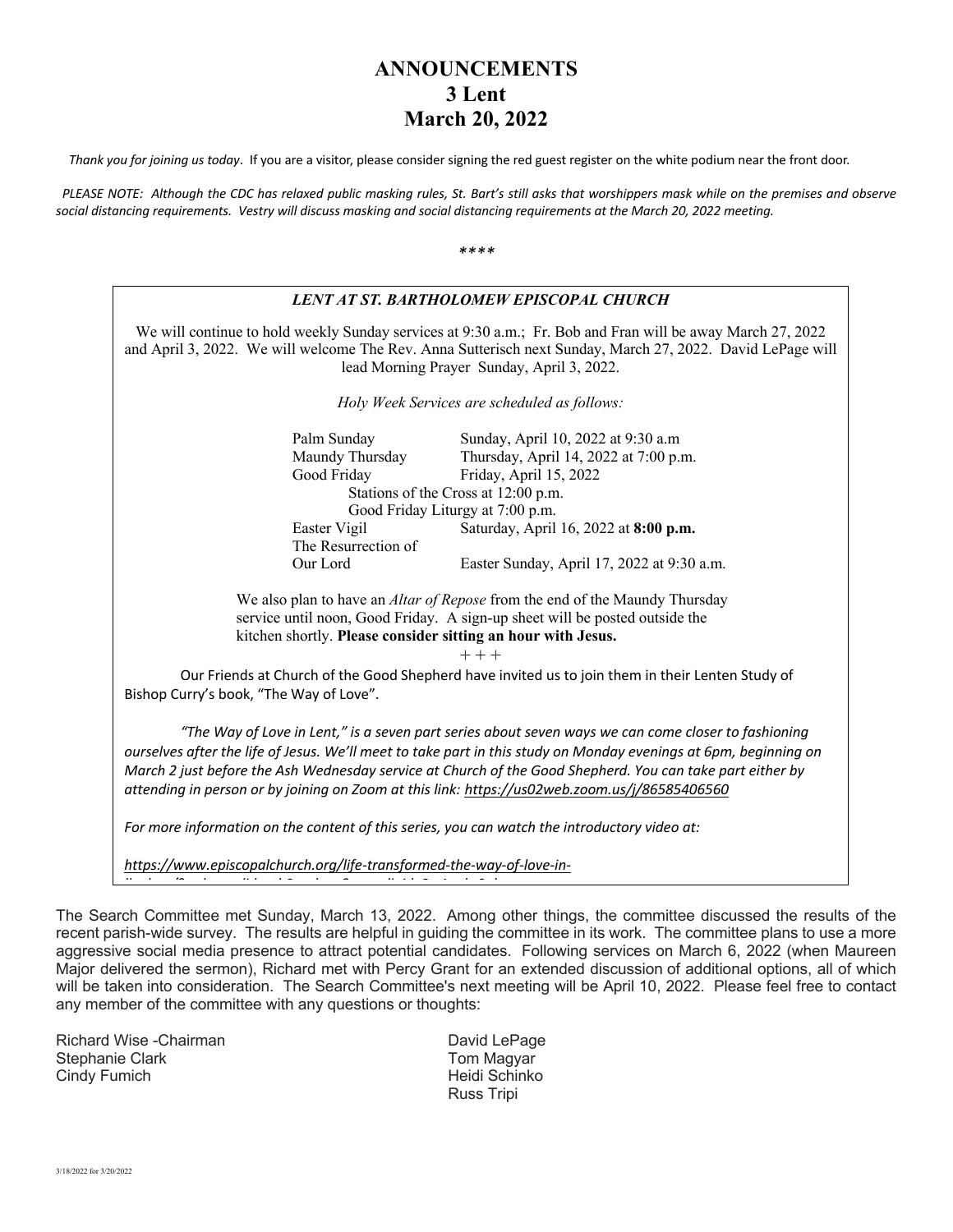# ANNOUNCEMENTS
# 3 Lent
# March 20, 2022

*Thank you for joining us today*. If you are a visitor, please consider signing the red guest register on the white podium near the front door.

*PLEASE NOTE: Although the CDC has relaxed public masking rules, St. Bart's still asks that worshippers mask while on the premises and observe social distancing requirements. Vestry will discuss masking and social distancing requirements at the March 20, 2022 meeting.*

*\*\*\*\**

### *LENT AT ST. BARTHOLOMEW EPISCOPAL CHURCH*

We will continue to hold weekly Sunday services at 9:30 a.m.; Fr. Bob and Fran will be away March 27, 2022 and April 3, 2022. We will welcome The Rev. Anna Sutterisch next Sunday, March 27, 2022. David LePage will lead Morning Prayer Sunday, April 3, 2022.

*Holy Week Services are scheduled as follows:*

| | |
|---|---|
| Palm Sunday | Sunday, April 10, 2022 at 9:30 a.m |
| Maundy Thursday | Thursday, April 14, 2022 at 7:00 p.m. |
| Good Friday | Friday, April 15, 2022 |
| Stations of the Cross at 12:00 p.m. | |
| Good Friday Liturgy at 7:00 p.m. | |
| Easter Vigil | Saturday, April 16, 2022 at **8:00 p.m.** |
| The Resurrection of Our Lord | Easter Sunday, April 17, 2022 at 9:30 a.m. |

We also plan to have an *Altar of Repose* from the end of the Maundy Thursday service until noon, Good Friday. A sign-up sheet will be posted outside the kitchen shortly. **Please consider sitting an hour with Jesus.**

\+ + +

Our Friends at Church of the Good Shepherd have invited us to join them in their Lenten Study of Bishop Curry's book, "The Way of Love".

*"The Way of Love in Lent," is a seven part series about seven ways we can come closer to fashioning ourselves after the life of Jesus. We'll meet to take part in this study on Monday evenings at 6pm, beginning on March 2 just before the Ash Wednesday service at Church of the Good Shepherd. You can take part either by attending in person or by joining on Zoom at this link: https://us02web.zoom.us/j/86585406560*

*For more information on the content of this series, you can watch the introductory video at:*

*https://www.episcopalchurch.org/life-transformed-the-way-of-love-in-*

The Search Committee met Sunday, March 13, 2022. Among other things, the committee discussed the results of the recent parish-wide survey. The results are helpful in guiding the committee in its work. The committee plans to use a more aggressive social media presence to attract potential candidates. Following services on March 6, 2022 (when Maureen Major delivered the sermon), Richard met with Percy Grant for an extended discussion of additional options, all of which will be taken into consideration. The Search Committee's next meeting will be April 10, 2022. Please feel free to contact any member of the committee with any questions or thoughts:

Richard Wise -Chairman
Stephanie Clark
Cindy Fumich
David LePage
Tom Magyar
Heidi Schinko
Russ Tripi

3/18/2022 for 3/20/2022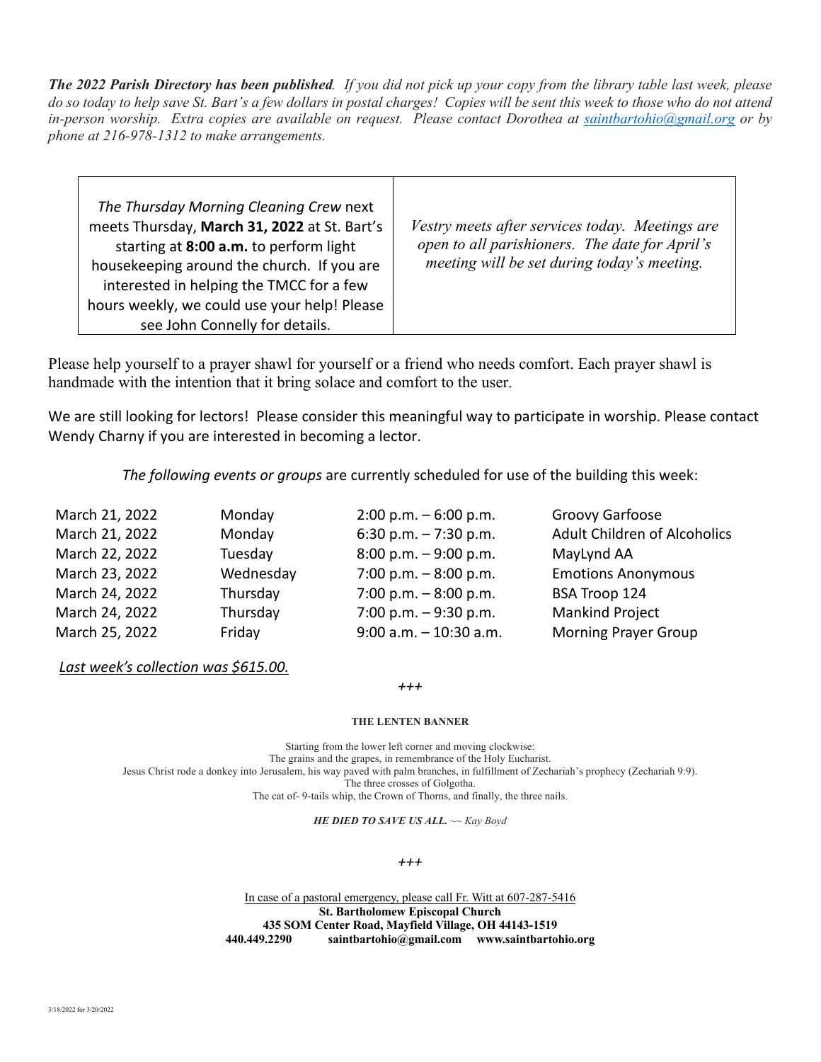***The 2022 Parish Directory has been published**. If you did not pick up your copy from the library table last week, please do so today to help save St. Bart's a few dollars in postal charges! Copies will be sent this week to those who do not attend in-person worship. Extra copies are available on request. Please contact Dorothea at saintbartohio@gmail.org or by phone at 216-978-1312 to make arrangements.*

| | |
|---|---|
| *The Thursday Morning Cleaning Crew* next meets Thursday, **March 31, 2022** at St. Bart's starting at **8:00 a.m.** to perform light housekeeping around the church. If you are interested in helping the TMCC for a few hours weekly, we could use your help! Please see John Connelly for details. | *Vestry meets after services today. Meetings are open to all parishioners. The date for April's meeting will be set during today's meeting.* |

Please help yourself to a prayer shawl for yourself or a friend who needs comfort. Each prayer shawl is handmade with the intention that it bring solace and comfort to the user.

We are still looking for lectors! Please consider this meaningful way to participate in worship. Please contact Wendy Charny if you are interested in becoming a lector.

*The following events or groups* are currently scheduled for use of the building this week:

| | | | |
|---|---|---|---|
| March 21, 2022 | Monday | 2:00 p.m. – 6:00 p.m. | Groovy Garfoose |
| March 21, 2022 | Monday | 6:30 p.m. – 7:30 p.m. | Adult Children of Alcoholics |
| March 22, 2022 | Tuesday | 8:00 p.m. – 9:00 p.m. | MayLynd AA |
| March 23, 2022 | Wednesday | 7:00 p.m. – 8:00 p.m. | Emotions Anonymous |
| March 24, 2022 | Thursday | 7:00 p.m. – 8:00 p.m. | BSA Troop 124 |
| March 24, 2022 | Thursday | 7:00 p.m. – 9:30 p.m. | Mankind Project |
| March 25, 2022 | Friday | 9:00 a.m. – 10:30 a.m. | Morning Prayer Group |

*Last week's collection was $615.00.*

+++

**THE LENTEN BANNER**

Starting from the lower left corner and moving clockwise:
The grains and the grapes, in remembrance of the Holy Eucharist.
Jesus Christ rode a donkey into Jerusalem, his way paved with palm branches, in fulfillment of Zechariah's prophecy (Zechariah 9:9).
The three crosses of Golgotha.
The cat of- 9-tails whip, the Crown of Thorns, and finally, the three nails.

***HE DIED TO SAVE US ALL.*** *~~ Kay Boyd*

+++

In case of a pastoral emergency, please call Fr. Witt at 607-287-5416

**St. Bartholomew Episcopal Church**
**435 SOM Center Road, Mayfield Village, OH 44143-1519**
**440.449.2290 saintbartohio@gmail.com www.saintbartohio.org**

3/18/2022 for 3/20/2022